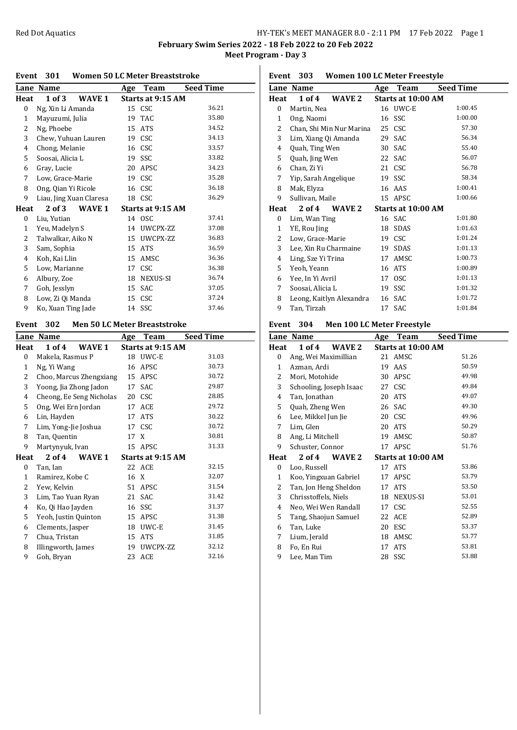**February Swim Series 2022 - 18 Feb 2022 to 20 Feb 2022**

**Meet Program - Day 3**

## Event 301 Women 50 LC Meter Breaststroke

| Lane | Name | Age | Team | Seed Time |
|---|---|---|---|---|
| **Heat 1 of 3 WAVE 1** | | **Starts at 9:15 AM** | | |
| 0 | Ng, Xin Li Amanda | 15 | CSC | 36.21 |
| 1 | Mayuzumi, Julia | 19 | TAC | 35.80 |
| 2 | Ng, Phoebe | 15 | ATS | 34.52 |
| 3 | Chew, Yuhuan Lauren | 19 | CSC | 34.13 |
| 4 | Chong, Melanie | 16 | CSC | 33.57 |
| 5 | Soosai, Alicia L | 19 | SSC | 33.82 |
| 6 | Gray, Lucie | 20 | APSC | 34.23 |
| 7 | Low, Grace-Marie | 19 | CSC | 35.28 |
| 8 | Ong, Qian Yi Ricole | 16 | CSC | 36.18 |
| 9 | Liau, Jing Xuan Claresa | 18 | CSC | 36.29 |
| **Heat 2 of 3 WAVE 1** | | **Starts at 9:15 AM** | | |
| 0 | Liu, Yutian | 14 | OSC | 37.41 |
| 1 | Yeu, Madelyn S | 14 | UWCPX-ZZ | 37.08 |
| 2 | Talwalkar, Aiko N | 15 | UWCPX-ZZ | 36.83 |
| 3 | Sam, Sophia | 15 | ATS | 36.59 |
| 4 | Koh, Kai Llin | 15 | AMSC | 36.36 |
| 5 | Low, Marianne | 17 | CSC | 36.38 |
| 6 | Albury, Zoe | 18 | NEXUS-SI | 36.74 |
| 7 | Goh, Jesslyn | 15 | SAC | 37.05 |
| 8 | Low, Zi Qi Manda | 15 | CSC | 37.24 |
| 9 | Ko, Xuan Ting Jade | 14 | SSC | 37.46 |

## Event 302 Men 50 LC Meter Breaststroke

| Lane | Name | Age | Team | Seed Time |
|---|---|---|---|---|
| **Heat 1 of 4 WAVE 1** | | **Starts at 9:15 AM** | | |
| 0 | Makela, Rasmus P | 18 | UWC-E | 31.03 |
| 1 | Ng, Yi Wang | 16 | APSC | 30.73 |
| 2 | Choo, Marcus Zhengxiang | 15 | APSC | 30.72 |
| 3 | Yoong, Jia Zhong Jadon | 17 | SAC | 29.87 |
| 4 | Cheong, Ee Seng Nicholas | 20 | CSC | 28.85 |
| 5 | Ong, Wei Ern Jordan | 17 | ACE | 29.72 |
| 6 | Lin, Hayden | 17 | ATS | 30.22 |
| 7 | Lim, Yong-Jie Joshua | 17 | CSC | 30.72 |
| 8 | Tan, Quentin | 17 | X | 30.81 |
| 9 | Martynyuk, Ivan | 15 | APSC | 31.33 |
| **Heat 2 of 4 WAVE 1** | | **Starts at 9:15 AM** | | |
| 0 | Tan, Ian | 22 | ACE | 32.15 |
| 1 | Ramirez, Kobe C | 16 | X | 32.07 |
| 2 | Yew, Kelvin | 51 | APSC | 31.54 |
| 3 | Lim, Tao Yuan Ryan | 21 | SAC | 31.42 |
| 4 | Ko, Qi Hao Jayden | 16 | SSC | 31.37 |
| 5 | Yeoh, Justin Quinton | 15 | APSC | 31.38 |
| 6 | Clements, Jasper | 18 | UWC-E | 31.45 |
| 7 | Chua, Tristan | 15 | ATS | 31.85 |
| 8 | Illingworth, James | 19 | UWCPX-ZZ | 32.12 |
| 9 | Goh, Bryan | 23 | ACE | 32.16 |

## Event 303 Women 100 LC Meter Freestyle

| Lane | Name | Age | Team | Seed Time |
|---|---|---|---|---|
| **Heat 1 of 4 WAVE 2** | | **Starts at 10:00 AM** | | |
| 0 | Martin, Nea | 16 | UWC-E | 1:00.45 |
| 1 | Ong, Naomi | 16 | SSC | 1:00.00 |
| 2 | Chan, Shi Min Nur Marina | 25 | CSC | 57.30 |
| 3 | Lim, Xiang Qi Amanda | 29 | SAC | 56.34 |
| 4 | Quah, Ting Wen | 30 | SAC | 55.40 |
| 5 | Quah, Jing Wen | 22 | SAC | 56.07 |
| 6 | Chan, Zi Yi | 21 | CSC | 56.78 |
| 7 | Yip, Sarah Angelique | 19 | SSC | 58.34 |
| 8 | Mak, Elyza | 16 | AAS | 1:00.41 |
| 9 | Sullivan, Maile | 15 | APSC | 1:00.66 |
| **Heat 2 of 4 WAVE 2** | | **Starts at 10:00 AM** | | |
| 0 | Lim, Wan Ting | 16 | SAC | 1:01.80 |
| 1 | YE, Rou Jing | 18 | SDAS | 1:01.63 |
| 2 | Low, Grace-Marie | 19 | CSC | 1:01.24 |
| 3 | Lee, Xin Ru Charmaine | 19 | SDAS | 1:01.13 |
| 4 | Ling, Sze Yi Trina | 17 | AMSC | 1:00.73 |
| 5 | Yeoh, Yeann | 16 | ATS | 1:00.89 |
| 6 | Yee, In Yi Avril | 17 | OSC | 1:01.13 |
| 7 | Soosai, Alicia L | 19 | SSC | 1:01.32 |
| 8 | Leong, Kaitlyn Alexandra | 16 | SAC | 1:01.72 |
| 9 | Tan, Tirzah | 17 | SAC | 1:01.84 |

## Event 304 Men 100 LC Meter Freestyle

| Lane | Name | Age | Team | Seed Time |
|---|---|---|---|---|
| **Heat 1 of 4 WAVE 2** | | **Starts at 10:00 AM** | | |
| 0 | Ang, Wei Maximillian | 21 | AMSC | 51.26 |
| 1 | Azman, Ardi | 19 | AAS | 50.59 |
| 2 | Mori, Motohide | 30 | APSC | 49.98 |
| 3 | Schooling, Joseph Isaac | 27 | CSC | 49.84 |
| 4 | Tan, Jonathan | 20 | ATS | 49.07 |
| 5 | Quah, Zheng Wen | 26 | SAC | 49.30 |
| 6 | Lee, Mikkel Jun Jie | 20 | CSC | 49.96 |
| 7 | Lim, Glen | 20 | ATS | 50.29 |
| 8 | Ang, Li Mitchell | 19 | AMSC | 50.87 |
| 9 | Schuster, Connor | 17 | APSC | 51.76 |
| **Heat 2 of 4 WAVE 2** | | **Starts at 10:00 AM** | | |
| 0 | Loo, Russell | 17 | ATS | 53.86 |
| 1 | Koo, Yingxuan Gabriel | 17 | APSC | 53.79 |
| 2 | Tan, Jon Heng Sheldon | 17 | ATS | 53.50 |
| 3 | Chrisstoffels, Niels | 18 | NEXUS-SI | 53.01 |
| 4 | Neo, Wei Wen Randall | 17 | CSC | 52.55 |
| 5 | Tang, Shaojun Samuel | 22 | ACE | 52.89 |
| 6 | Tan, Luke | 20 | ESC | 53.37 |
| 7 | Lium, Jerald | 18 | AMSC | 53.77 |
| 8 | Fo, En Rui | 17 | ATS | 53.81 |
| 9 | Lee, Man Tim | 28 | SSC | 53.88 |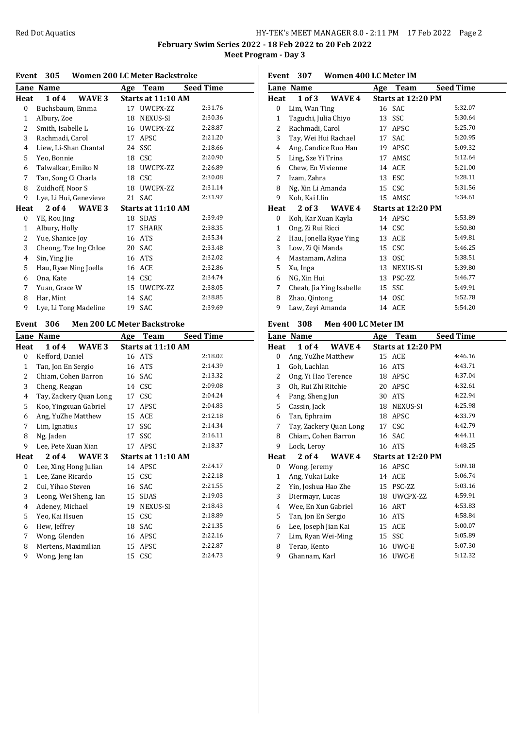**February Swim Series 2022 - 18 Feb 2022 to 20 Feb 2022**

**Meet Program - Day 3**

## Event 305 Women 200 LC Meter Backstroke

| Lane | Name | Age | Team | Seed Time |
|---|---|---|---|---|
| **Heat 1 of 4 WAVE 3** | | **Starts at 11:10 AM** | | |
| 0 | Buchsbaum, Emma | 17 | UWCPX-ZZ | 2:31.76 |
| 1 | Albury, Zoe | 18 | NEXUS-SI | 2:30.36 |
| 2 | Smith, Isabelle L | 16 | UWCPX-ZZ | 2:28.87 |
| 3 | Rachmadi, Carol | 17 | APSC | 2:21.20 |
| 4 | Liew, Li-Shan Chantal | 24 | SSC | 2:18.66 |
| 5 | Yeo, Bonnie | 18 | CSC | 2:20.90 |
| 6 | Talwalkar, Emiko N | 18 | UWCPX-ZZ | 2:26.89 |
| 7 | Tan, Song Ci Charla | 18 | CSC | 2:30.08 |
| 8 | Zuidhoff, Noor S | 18 | UWCPX-ZZ | 2:31.14 |
| 9 | Lye, Li Hui, Genevieve | 21 | SAC | 2:31.97 |
| **Heat 2 of 4 WAVE 3** | | **Starts at 11:10 AM** | | |
| 0 | YE, Rou Jing | 18 | SDAS | 2:39.49 |
| 1 | Albury, Holly | 17 | SHARK | 2:38.35 |
| 2 | Yue, Shanice Joy | 16 | ATS | 2:35.34 |
| 3 | Cheong, Tze Ing Chloe | 20 | SAC | 2:33.48 |
| 4 | Sin, Ying Jie | 16 | ATS | 2:32.02 |
| 5 | Hau, Ryae Ning Joella | 16 | ACE | 2:32.86 |
| 6 | Ona, Kate | 14 | CSC | 2:34.74 |
| 7 | Yuan, Grace W | 15 | UWCPX-ZZ | 2:38.05 |
| 8 | Har, Mint | 14 | SAC | 2:38.85 |
| 9 | Lye, Li Tong Madeline | 19 | SAC | 2:39.69 |

## Event 306 Men 200 LC Meter Backstroke

| Lane | Name | Age | Team | Seed Time |
|---|---|---|---|---|
| **Heat 1 of 4 WAVE 3** | | **Starts at 11:10 AM** | | |
| 0 | Kefford, Daniel | 16 | ATS | 2:18.02 |
| 1 | Tan, Jon En Sergio | 16 | ATS | 2:14.39 |
| 2 | Chiam, Cohen Barron | 16 | SAC | 2:13.32 |
| 3 | Cheng, Reagan | 14 | CSC | 2:09.08 |
| 4 | Tay, Zackery Quan Long | 17 | CSC | 2:04.24 |
| 5 | Koo, Yingxuan Gabriel | 17 | APSC | 2:04.83 |
| 6 | Ang, YuZhe Matthew | 15 | ACE | 2:12.18 |
| 7 | Lim, Ignatius | 17 | SSC | 2:14.34 |
| 8 | Ng, Jaden | 17 | SSC | 2:16.11 |
| 9 | Lee, Pete Xuan Xian | 17 | APSC | 2:18.37 |
| **Heat 2 of 4 WAVE 3** | | **Starts at 11:10 AM** | | |
| 0 | Lee, Xing Hong Julian | 14 | APSC | 2:24.17 |
| 1 | Lee, Zane Ricardo | 15 | CSC | 2:22.18 |
| 2 | Cui, Yihao Steven | 16 | SAC | 2:21.55 |
| 3 | Leong, Wei Sheng, Ian | 15 | SDAS | 2:19.03 |
| 4 | Adeney, Michael | 19 | NEXUS-SI | 2:18.43 |
| 5 | Yeo, Kai Hsuen | 15 | CSC | 2:18.89 |
| 6 | Hew, Jeffrey | 18 | SAC | 2:21.35 |
| 7 | Wong, Glenden | 16 | APSC | 2:22.16 |
| 8 | Mertens, Maximilian | 15 | APSC | 2:22.87 |
| 9 | Wong, Jeng Ian | 15 | CSC | 2:24.73 |

## Event 307 Women 400 LC Meter IM

| Lane | Name | Age | Team | Seed Time |
|---|---|---|---|---|
| **Heat 1 of 3 WAVE 4** | | **Starts at 12:20 PM** | | |
| 0 | Lim, Wan Ting | 16 | SAC | 5:32.07 |
| 1 | Taguchi, Julia Chiyo | 13 | SSC | 5:30.64 |
| 2 | Rachmadi, Carol | 17 | APSC | 5:25.70 |
| 3 | Tay, Wei Hui Rachael | 17 | SAC | 5:20.95 |
| 4 | Ang, Candice Ruo Han | 19 | APSC | 5:09.32 |
| 5 | Ling, Sze Yi Trina | 17 | AMSC | 5:12.64 |
| 6 | Chew, En Vivienne | 14 | ACE | 5:21.00 |
| 7 | Izam, Zahra | 13 | ESC | 5:28.11 |
| 8 | Ng, Xin Li Amanda | 15 | CSC | 5:31.56 |
| 9 | Koh, Kai Llin | 15 | AMSC | 5:34.61 |
| **Heat 2 of 3 WAVE 4** | | **Starts at 12:20 PM** | | |
| 0 | Koh, Kar Xuan Kayla | 14 | APSC | 5:53.89 |
| 1 | Ong, Zi Rui Ricci | 14 | CSC | 5:50.80 |
| 2 | Hau, Jonella Ryae Ying | 13 | ACE | 5:49.81 |
| 3 | Low, Zi Qi Manda | 15 | CSC | 5:46.25 |
| 4 | Mastamam, Azlina | 13 | OSC | 5:38.51 |
| 5 | Xu, Inga | 13 | NEXUS-SI | 5:39.80 |
| 6 | NG, Xin Hui | 13 | PSC-ZZ | 5:46.77 |
| 7 | Cheah, Jia Ying Isabelle | 15 | SSC | 5:49.91 |
| 8 | Zhao, Qintong | 14 | OSC | 5:52.78 |
| 9 | Law, Zeyi Amanda | 14 | ACE | 5:54.20 |

## Event 308 Men 400 LC Meter IM

| Lane | Name | Age | Team | Seed Time |
|---|---|---|---|---|
| **Heat 1 of 4 WAVE 4** | | **Starts at 12:20 PM** | | |
| 0 | Ang, YuZhe Matthew | 15 | ACE | 4:46.16 |
| 1 | Goh, Lachlan | 16 | ATS | 4:43.71 |
| 2 | Ong, Yi Hao Terence | 18 | APSC | 4:37.04 |
| 3 | Oh, Rui Zhi Ritchie | 20 | APSC | 4:32.61 |
| 4 | Pang, Sheng Jun | 30 | ATS | 4:22.94 |
| 5 | Cassin, Jack | 18 | NEXUS-SI | 4:25.98 |
| 6 | Tan, Ephraim | 18 | APSC | 4:33.79 |
| 7 | Tay, Zackery Quan Long | 17 | CSC | 4:42.79 |
| 8 | Chiam, Cohen Barron | 16 | SAC | 4:44.11 |
| 9 | Lock, Leroy | 16 | ATS | 4:48.25 |
| **Heat 2 of 4 WAVE 4** | | **Starts at 12:20 PM** | | |
| 0 | Wong, Jeremy | 16 | APSC | 5:09.18 |
| 1 | Ang, Yukai Luke | 14 | ACE | 5:06.74 |
| 2 | Yin, Joshua Hao Zhe | 15 | PSC-ZZ | 5:03.16 |
| 3 | Diermayr, Lucas | 18 | UWCPX-ZZ | 4:59.91 |
| 4 | Wee, En Xun Gabriel | 16 | ART | 4:53.83 |
| 5 | Tan, Jon En Sergio | 16 | ATS | 4:58.84 |
| 6 | Lee, Joseph Jian Kai | 15 | ACE | 5:00.07 |
| 7 | Lim, Ryan Wei-Ming | 15 | SSC | 5:05.89 |
| 8 | Terao, Kento | 16 | UWC-E | 5:07.30 |
| 9 | Ghannam, Karl | 16 | UWC-E | 5:12.32 |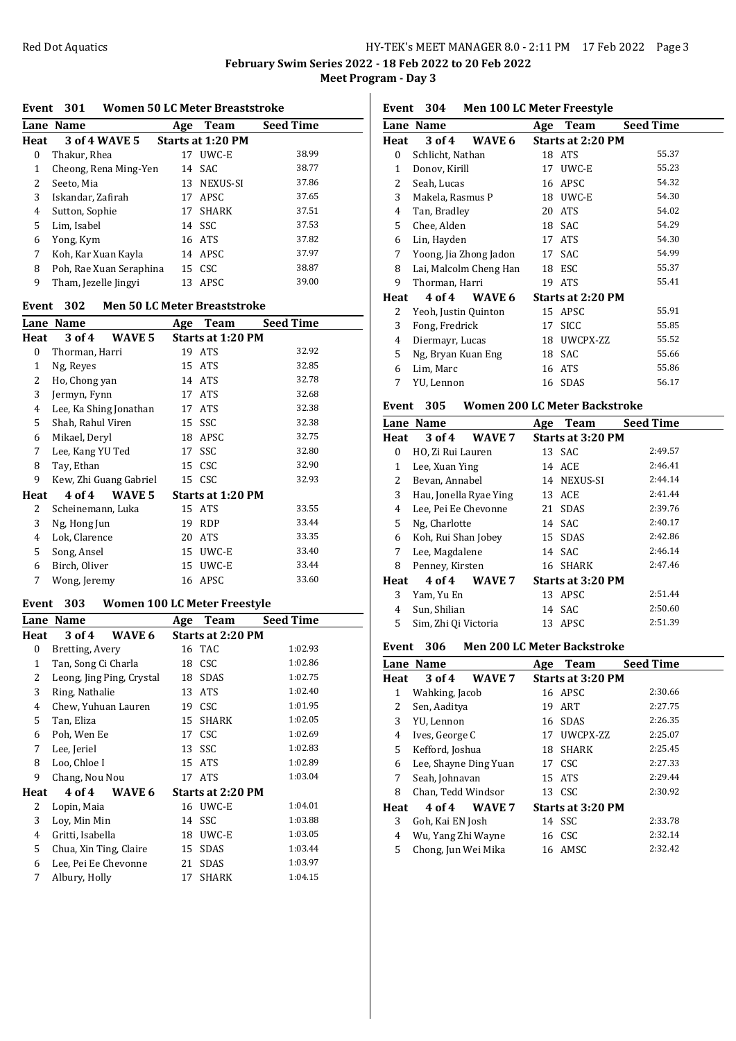**February Swim Series 2022 - 18 Feb 2022 to 20 Feb 2022**

**Meet Program - Day 3**

## Event 301 Women 50 LC Meter Breaststroke

| Lane | Name | Age | Team | Seed Time |
|---|---|---|---|---|
| **Heat** | **3 of 4 WAVE 5** | **Starts at 1:20 PM** | | |
| 0 | Thakur, Rhea | 17 | UWC-E | 38.99 |
| 1 | Cheong, Rena Ming-Yen | 14 | SAC | 38.77 |
| 2 | Seeto, Mia | 13 | NEXUS-SI | 37.86 |
| 3 | Iskandar, Zafirah | 17 | APSC | 37.65 |
| 4 | Sutton, Sophie | 17 | SHARK | 37.51 |
| 5 | Lim, Isabel | 14 | SSC | 37.53 |
| 6 | Yong, Kym | 16 | ATS | 37.82 |
| 7 | Koh, Kar Xuan Kayla | 14 | APSC | 37.97 |
| 8 | Poh, Rae Xuan Seraphina | 15 | CSC | 38.87 |
| 9 | Tham, Jezelle Jingyi | 13 | APSC | 39.00 |

## Event 302 Men 50 LC Meter Breaststroke

| Lane | Name | Age | Team | Seed Time |
|---|---|---|---|---|
| **Heat** | **3 of 4 WAVE 5** | **Starts at 1:20 PM** | | |
| 0 | Thorman, Harri | 19 | ATS | 32.92 |
| 1 | Ng, Reyes | 15 | ATS | 32.85 |
| 2 | Ho, Chong yan | 14 | ATS | 32.78 |
| 3 | Jermyn, Fynn | 17 | ATS | 32.68 |
| 4 | Lee, Ka Shing Jonathan | 17 | ATS | 32.38 |
| 5 | Shah, Rahul Viren | 15 | SSC | 32.38 |
| 6 | Mikael, Deryl | 18 | APSC | 32.75 |
| 7 | Lee, Kang YU Ted | 17 | SSC | 32.80 |
| 8 | Tay, Ethan | 15 | CSC | 32.90 |
| 9 | Kew, Zhi Guang Gabriel | 15 | CSC | 32.93 |
| **Heat** | **4 of 4 WAVE 5** | **Starts at 1:20 PM** | | |
| 2 | Scheinemann, Luka | 15 | ATS | 33.55 |
| 3 | Ng, Hong Jun | 19 | RDP | 33.44 |
| 4 | Lok, Clarence | 20 | ATS | 33.35 |
| 5 | Song, Ansel | 15 | UWC-E | 33.40 |
| 6 | Birch, Oliver | 15 | UWC-E | 33.44 |
| 7 | Wong, Jeremy | 16 | APSC | 33.60 |

## Event 303 Women 100 LC Meter Freestyle

| Lane | Name | Age | Team | Seed Time |
|---|---|---|---|---|
| **Heat** | **3 of 4 WAVE 6** | **Starts at 2:20 PM** | | |
| 0 | Bretting, Avery | 16 | TAC | 1:02.93 |
| 1 | Tan, Song Ci Charla | 18 | CSC | 1:02.86 |
| 2 | Leong, Jing Ping, Crystal | 18 | SDAS | 1:02.75 |
| 3 | Ring, Nathalie | 13 | ATS | 1:02.40 |
| 4 | Chew, Yuhuan Lauren | 19 | CSC | 1:01.95 |
| 5 | Tan, Eliza | 15 | SHARK | 1:02.05 |
| 6 | Poh, Wen Ee | 17 | CSC | 1:02.69 |
| 7 | Lee, Jeriel | 13 | SSC | 1:02.83 |
| 8 | Loo, Chloe I | 15 | ATS | 1:02.89 |
| 9 | Chang, Nou Nou | 17 | ATS | 1:03.04 |
| **Heat** | **4 of 4 WAVE 6** | **Starts at 2:20 PM** | | |
| 2 | Lopin, Maia | 16 | UWC-E | 1:04.01 |
| 3 | Loy, Min Min | 14 | SSC | 1:03.88 |
| 4 | Gritti, Isabella | 18 | UWC-E | 1:03.05 |
| 5 | Chua, Xin Ting, Claire | 15 | SDAS | 1:03.44 |
| 6 | Lee, Pei Ee Chevonne | 21 | SDAS | 1:03.97 |
| 7 | Albury, Holly | 17 | SHARK | 1:04.15 |

## Event 304 Men 100 LC Meter Freestyle

| Lane | Name | Age | Team | Seed Time |
|---|---|---|---|---|
| **Heat** | **3 of 4 WAVE 6** | **Starts at 2:20 PM** | | |
| 0 | Schlicht, Nathan | 18 | ATS | 55.37 |
| 1 | Donov, Kirill | 17 | UWC-E | 55.23 |
| 2 | Seah, Lucas | 16 | APSC | 54.32 |
| 3 | Makela, Rasmus P | 18 | UWC-E | 54.30 |
| 4 | Tan, Bradley | 20 | ATS | 54.02 |
| 5 | Chee, Alden | 18 | SAC | 54.29 |
| 6 | Lin, Hayden | 17 | ATS | 54.30 |
| 7 | Yoong, Jia Zhong Jadon | 17 | SAC | 54.99 |
| 8 | Lai, Malcolm Cheng Han | 18 | ESC | 55.37 |
| 9 | Thorman, Harri | 19 | ATS | 55.41 |
| **Heat** | **4 of 4 WAVE 6** | **Starts at 2:20 PM** | | |
| 2 | Yeoh, Justin Quinton | 15 | APSC | 55.91 |
| 3 | Fong, Fredrick | 17 | SICC | 55.85 |
| 4 | Diermayr, Lucas | 18 | UWCPX-ZZ | 55.52 |
| 5 | Ng, Bryan Kuan Eng | 18 | SAC | 55.66 |
| 6 | Lim, Marc | 16 | ATS | 55.86 |
| 7 | YU, Lennon | 16 | SDAS | 56.17 |

## Event 305 Women 200 LC Meter Backstroke

| Lane | Name | Age | Team | Seed Time |
|---|---|---|---|---|
| **Heat** | **3 of 4 WAVE 7** | **Starts at 3:20 PM** | | |
| 0 | HO, Zi Rui Lauren | 13 | SAC | 2:49.57 |
| 1 | Lee, Xuan Ying | 14 | ACE | 2:46.41 |
| 2 | Bevan, Annabel | 14 | NEXUS-SI | 2:44.14 |
| 3 | Hau, Jonella Ryae Ying | 13 | ACE | 2:41.44 |
| 4 | Lee, Pei Ee Chevonne | 21 | SDAS | 2:39.76 |
| 5 | Ng, Charlotte | 14 | SAC | 2:40.17 |
| 6 | Koh, Rui Shan Jobey | 15 | SDAS | 2:42.86 |
| 7 | Lee, Magdalene | 14 | SAC | 2:46.14 |
| 8 | Penney, Kirsten | 16 | SHARK | 2:47.46 |
| **Heat** | **4 of 4 WAVE 7** | **Starts at 3:20 PM** | | |
| 3 | Yam, Yu En | 13 | APSC | 2:51.44 |
| 4 | Sun, Shilian | 14 | SAC | 2:50.60 |
| 5 | Sim, Zhi Qi Victoria | 13 | APSC | 2:51.39 |

## Event 306 Men 200 LC Meter Backstroke

| Lane | Name | Age | Team | Seed Time |
|---|---|---|---|---|
| **Heat** | **3 of 4 WAVE 7** | **Starts at 3:20 PM** | | |
| 1 | Wahking, Jacob | 16 | APSC | 2:30.66 |
| 2 | Sen, Aaditya | 19 | ART | 2:27.75 |
| 3 | YU, Lennon | 16 | SDAS | 2:26.35 |
| 4 | Ives, George C | 17 | UWCPX-ZZ | 2:25.07 |
| 5 | Kefford, Joshua | 18 | SHARK | 2:25.45 |
| 6 | Lee, Shayne Ding Yuan | 17 | CSC | 2:27.33 |
| 7 | Seah, Johnavan | 15 | ATS | 2:29.44 |
| 8 | Chan, Tedd Windsor | 13 | CSC | 2:30.92 |
| **Heat** | **4 of 4 WAVE 7** | **Starts at 3:20 PM** | | |
| 3 | Goh, Kai EN Josh | 14 | SSC | 2:33.78 |
| 4 | Wu, Yang Zhi Wayne | 16 | CSC | 2:32.14 |
| 5 | Chong, Jun Wei Mika | 16 | AMSC | 2:32.42 |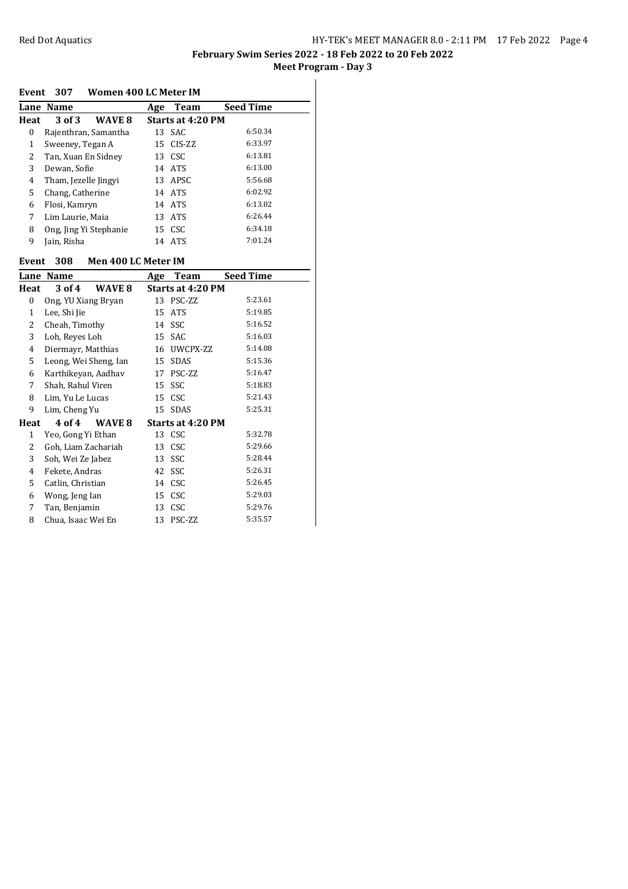**February Swim Series 2022 - 18 Feb 2022 to 20 Feb 2022**

**Meet Program - Day 3**

### Event 307 Women 400 LC Meter IM

| Lane | Name | Age | Team | Seed Time |
|---|---|---|---|---|
| **Heat** | **3 of 3 WAVE 8** | | **Starts at 4:20 PM** | |
| 0 | Rajenthran, Samantha | 13 | SAC | 6:50.34 |
| 1 | Sweeney, Tegan A | 15 | CIS-ZZ | 6:33.97 |
| 2 | Tan, Xuan En Sidney | 13 | CSC | 6:13.81 |
| 3 | Dewan, Sofie | 14 | ATS | 6:13.00 |
| 4 | Tham, Jezelle Jingyi | 13 | APSC | 5:56.68 |
| 5 | Chang, Catherine | 14 | ATS | 6:02.92 |
| 6 | Flosi, Kamryn | 14 | ATS | 6:13.02 |
| 7 | Lim Laurie, Maia | 13 | ATS | 6:26.44 |
| 8 | Ong, Jing Yi Stephanie | 15 | CSC | 6:34.18 |
| 9 | Jain, Risha | 14 | ATS | 7:01.24 |

### Event 308 Men 400 LC Meter IM

| Lane | Name | Age | Team | Seed Time |
|---|---|---|---|---|
| **Heat** | **3 of 4 WAVE 8** | | **Starts at 4:20 PM** | |
| 0 | Ong, YU Xiang Bryan | 13 | PSC-ZZ | 5:23.61 |
| 1 | Lee, Shi Jie | 15 | ATS | 5:19.85 |
| 2 | Cheah, Timothy | 14 | SSC | 5:16.52 |
| 3 | Loh, Reyes Loh | 15 | SAC | 5:16.03 |
| 4 | Diermayr, Matthias | 16 | UWCPX-ZZ | 5:14.08 |
| 5 | Leong, Wei Sheng, Ian | 15 | SDAS | 5:15.36 |
| 6 | Karthikeyan, Aadhav | 17 | PSC-ZZ | 5:16.47 |
| 7 | Shah, Rahul Viren | 15 | SSC | 5:18.83 |
| 8 | Lim, Yu Le Lucas | 15 | CSC | 5:21.43 |
| 9 | Lim, Cheng Yu | 15 | SDAS | 5:25.31 |
| **Heat** | **4 of 4 WAVE 8** | | **Starts at 4:20 PM** | |
| 1 | Yeo, Gong Yi Ethan | 13 | CSC | 5:32.78 |
| 2 | Goh, Liam Zachariah | 13 | CSC | 5:29.66 |
| 3 | Soh, Wei Ze Jabez | 13 | SSC | 5:28.44 |
| 4 | Fekete, Andras | 42 | SSC | 5:26.31 |
| 5 | Catlin, Christian | 14 | CSC | 5:26.45 |
| 6 | Wong, Jeng Ian | 15 | CSC | 5:29.03 |
| 7 | Tan, Benjamin | 13 | CSC | 5:29.76 |
| 8 | Chua, Isaac Wei En | 13 | PSC-ZZ | 5:35.57 |